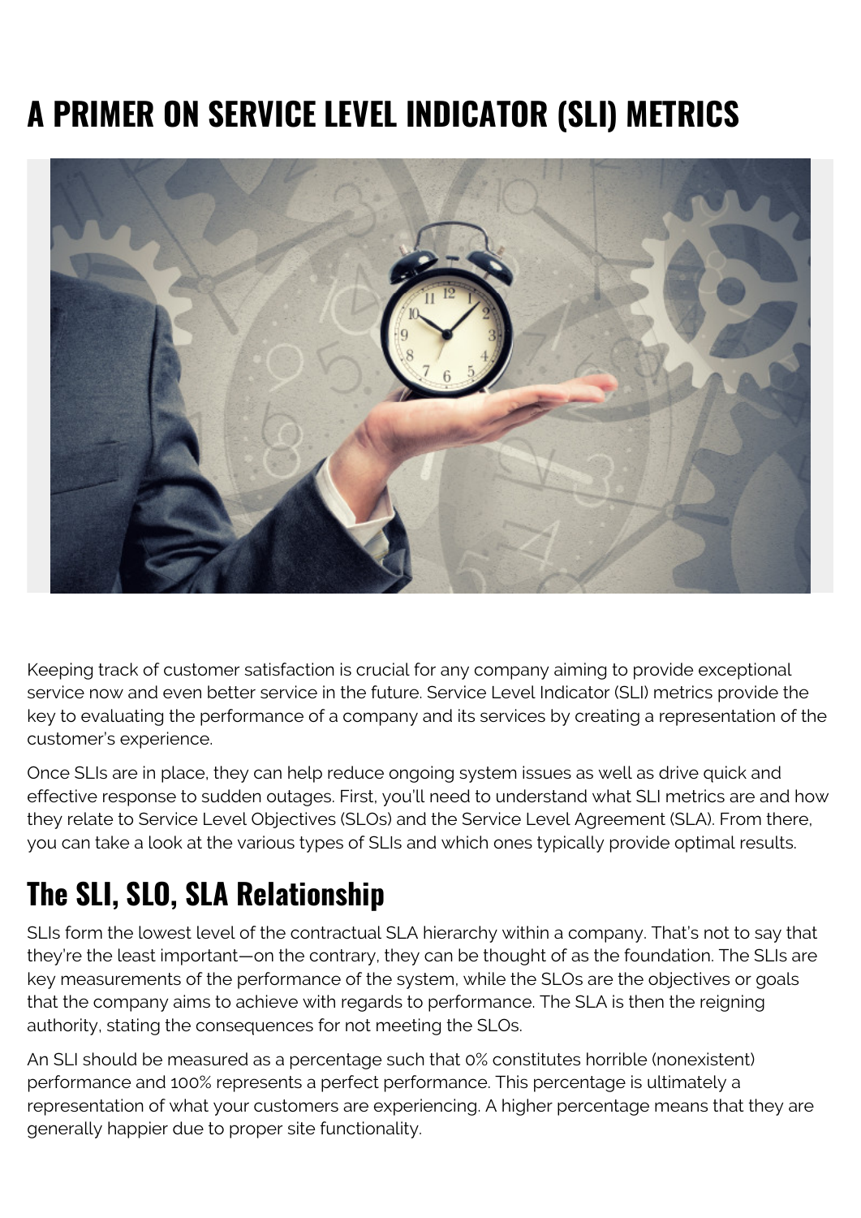# A PRIMER ON SERVICE LEVEL INDICATOR (SLI) METRICS

Keeping track of customer satisfaction is crucial for any company aiming to provide exceptional service now and even better service in the future. Service Level Indicator (SLI) metrics provide the key to evaluating the performance of a company and its services by creating a representation of the customer's experience.

Once SLIs are in place, they can help reduce ongoing system issues as well as drive quick and effective response to sudden outages. First, you'll need to understand what SLI metrics are and how they relate to Service Level Objectives (SLOs) and the Service Level Agreement (SLA). From there, you can take a look at the various types of SLIs and which ones typically provide optimal results.

## The SLI, SLO, SLA Relationship

SLIs form the lowest level of the contractual SLA hierarchy within a company. That's not to say that they're the least important—on the contrary, they can be thought of as the foundation. The SLIs are key measurements of the performance of the system, while the SLOs are the objectives or goals that the company aims to achieve with regards to performance. The SLA is then the reigning authority, stating the consequences for not meeting the SLOs.

An SLI should be measured as a percentage such that 0% constitutes horrible (nonexistent) performance and 100% represents a perfect performance. This percentage is ultimately a representation of what your customers are experiencing. A higher percentage means that they are generally happier due to proper site functionality.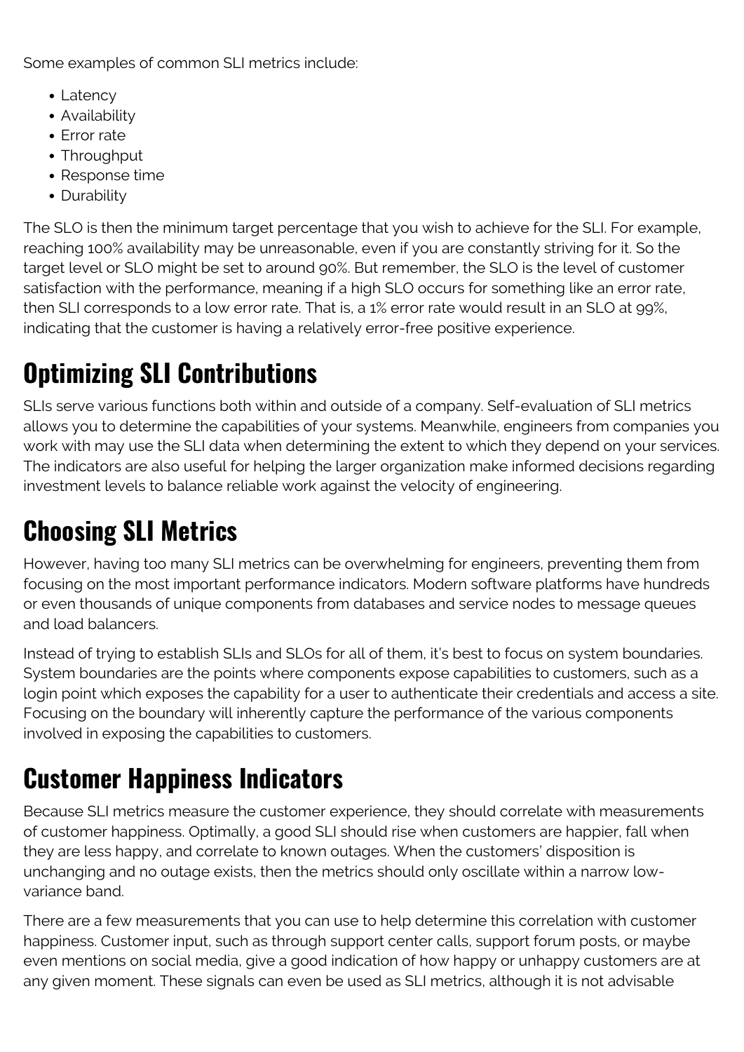Some examples of common SLI metrics include:

- Latency
- Availability
- Error rate
- Throughput
- Response time
- Durability

The SLO is then the minimum target percentage that you wish to achieve for the SLI. For example, reaching 100% availability may be unreasonable, even if you are constantly striving for it. So the target level or SLO might be set to around 90%. But remember, the SLO is the level of customer satisfaction with the performance, meaning if a high SLO occurs for something like an error rate, then SLI corresponds to a low error rate. That is, a 1% error rate would result in an SLO at 99%, indicating that the customer is having a relatively error-free positive experience.

## Optimizing SLI Contributions

SLIs serve various functions both within and outside of a company. Self-evaluation of SLI metrics allows you to determine the capabilities of your systems. Meanwhile, engineers from companies you work with may use the SLI data when determining the extent to which they depend on your services. The indicators are also useful for helping the larger organization make informed decisions regarding investment levels to balance reliable work against the velocity of engineering.

## Choosing SLI Metrics

However, having too many SLI metrics can be overwhelming for engineers, preventing them from focusing on the most important performance indicators. Modern software platforms have hundreds or even thousands of unique components from databases and service nodes to message queues and load balancers.

Instead of trying to establish SLIs and SLOs for all of them, it's best to focus on system boundaries. System boundaries are the points where components expose capabilities to customers, such as a login point which exposes the capability for a user to authenticate their credentials and access a site. Focusing on the boundary will inherently capture the performance of the various components involved in exposing the capabilities to customers.

## Customer Happiness Indicators

Because SLI metrics measure the customer experience, they should correlate with measurements of customer happiness. Optimally, a good SLI should rise when customers are happier, fall when they are less happy, and correlate to known outages. When the customers' disposition is unchanging and no outage exists, then the metrics should only oscillate within a narrow low-variance band.

There are a few measurements that you can use to help determine this correlation with customer happiness. Customer input, such as through support center calls, support forum posts, or maybe even mentions on social media, give a good indication of how happy or unhappy customers are at any given moment. These signals can even be used as SLI metrics, although it is not advisable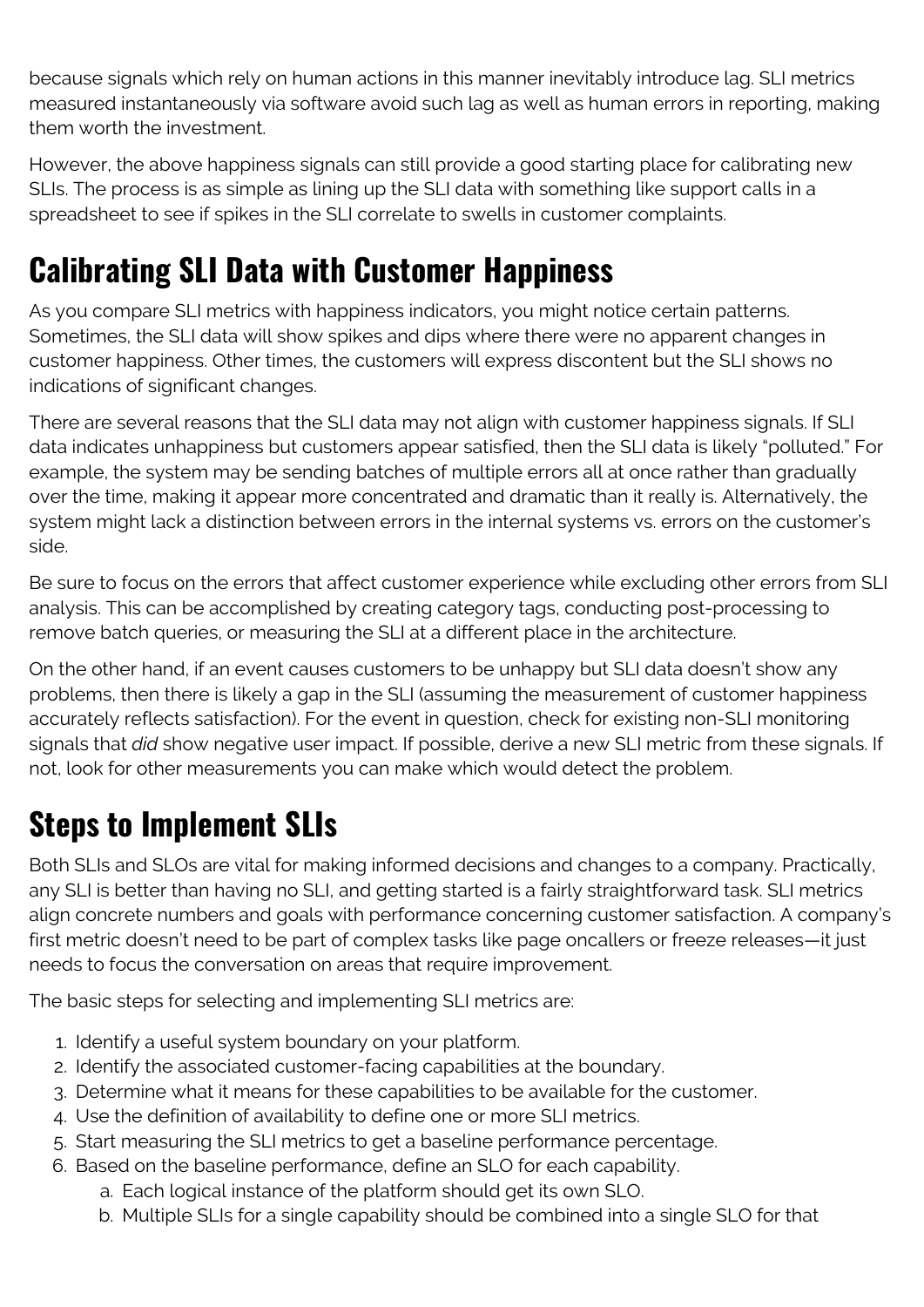because signals which rely on human actions in this manner inevitably introduce lag. SLI metrics measured instantaneously via software avoid such lag as well as human errors in reporting, making them worth the investment.

However, the above happiness signals can still provide a good starting place for calibrating new SLIs. The process is as simple as lining up the SLI data with something like support calls in a spreadsheet to see if spikes in the SLI correlate to swells in customer complaints.

## Calibrating SLI Data with Customer Happiness

As you compare SLI metrics with happiness indicators, you might notice certain patterns. Sometimes, the SLI data will show spikes and dips where there were no apparent changes in customer happiness. Other times, the customers will express discontent but the SLI shows no indications of significant changes.

There are several reasons that the SLI data may not align with customer happiness signals. If SLI data indicates unhappiness but customers appear satisfied, then the SLI data is likely "polluted." For example, the system may be sending batches of multiple errors all at once rather than gradually over the time, making it appear more concentrated and dramatic than it really is. Alternatively, the system might lack a distinction between errors in the internal systems vs. errors on the customer's side.

Be sure to focus on the errors that affect customer experience while excluding other errors from SLI analysis. This can be accomplished by creating category tags, conducting post-processing to remove batch queries, or measuring the SLI at a different place in the architecture.

On the other hand, if an event causes customers to be unhappy but SLI data doesn't show any problems, then there is likely a gap in the SLI (assuming the measurement of customer happiness accurately reflects satisfaction). For the event in question, check for existing non-SLI monitoring signals that *did* show negative user impact. If possible, derive a new SLI metric from these signals. If not, look for other measurements you can make which would detect the problem.

## Steps to Implement SLIs

Both SLIs and SLOs are vital for making informed decisions and changes to a company. Practically, any SLI is better than having no SLI, and getting started is a fairly straightforward task. SLI metrics align concrete numbers and goals with performance concerning customer satisfaction. A company's first metric doesn't need to be part of complex tasks like page oncallers or freeze releases—it just needs to focus the conversation on areas that require improvement.

The basic steps for selecting and implementing SLI metrics are:

1. Identify a useful system boundary on your platform.
2. Identify the associated customer-facing capabilities at the boundary.
3. Determine what it means for these capabilities to be available for the customer.
4. Use the definition of availability to define one or more SLI metrics.
5. Start measuring the SLI metrics to get a baseline performance percentage.
6. Based on the baseline performance, define an SLO for each capability.
    a. Each logical instance of the platform should get its own SLO.
    b. Multiple SLIs for a single capability should be combined into a single SLO for that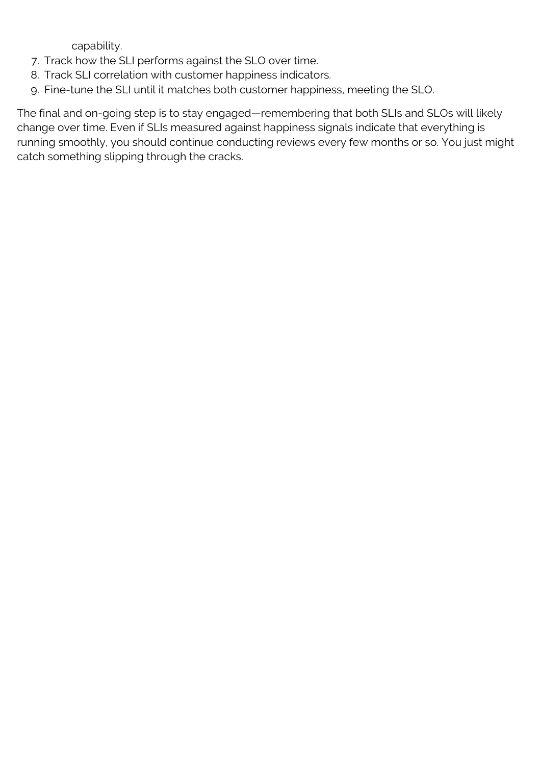capability.

7. Track how the SLI performs against the SLO over time.
8. Track SLI correlation with customer happiness indicators.
9. Fine-tune the SLI until it matches both customer happiness, meeting the SLO.

The final and on-going step is to stay engaged—remembering that both SLIs and SLOs will likely change over time. Even if SLIs measured against happiness signals indicate that everything is running smoothly, you should continue conducting reviews every few months or so. You just might catch something slipping through the cracks.